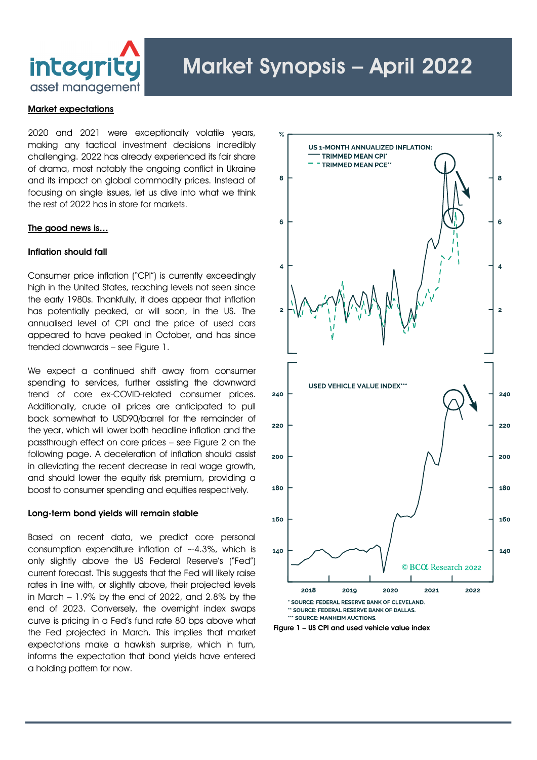# Market Synopsis – April 2022

## Market expectations

2020 and 2021 were exceptionally volatile years, making any tactical investment decisions incredibly challenging. 2022 has already experienced its fair share of drama, most notably the ongoing conflict in Ukraine and its impact on global commodity prices. Instead of focusing on single issues, let us dive into what we think the rest of 2022 has in store for markets.

## The good news is…

### Inflation should fall

Consumer price inflation ("CPI") is currently exceedingly high in the United States, reaching levels not seen since the early 1980s. Thankfully, it does appear that inflation has potentially peaked, or will soon, in the US. The annualised level of CPI and the price of used cars appeared to have peaked in October, and has since trended downwards – see Figure 1.

We expect a continued shift away from consumer spending to services, further assisting the downward trend of core ex-COVID-related consumer prices. Additionally, crude oil prices are anticipated to pull back somewhat to USD90/barrel for the remainder of the year, which will lower both headline inflation and the passthrough effect on core prices – see Figure 2 on the following page. A deceleration of inflation should assist in alleviating the recent decrease in real wage growth, and should lower the equity risk premium, providing a boost to consumer spending and equities respectively.

### Long-term bond yields will remain stable

Based on recent data, we predict core personal consumption expenditure inflation of ~4.3%, which is only slightly above the US Federal Reserve's ("Fed") current forecast. This suggests that the Fed will likely raise rates in line with, or slightly above, their projected levels in March – 1.9% by the end of 2022, and 2.8% by the end of 2023. Conversely, the overnight index swaps curve is pricing in a Fed's fund rate 80 bps above what the Fed projected in March. This implies that market expectations make a hawkish surprise, which in turn, informs the expectation that bond yields have entered a holding pattern for now.

\* SOURCE: FEDERAL RESERVE BANK OF CLEVELAND.
\*\* SOURCE: FEDERAL RESERVE BANK OF DALLAS.
\*\*\* SOURCE: MANHEIM AUCTIONS.

Figure 1 – US CPI and used vehicle value index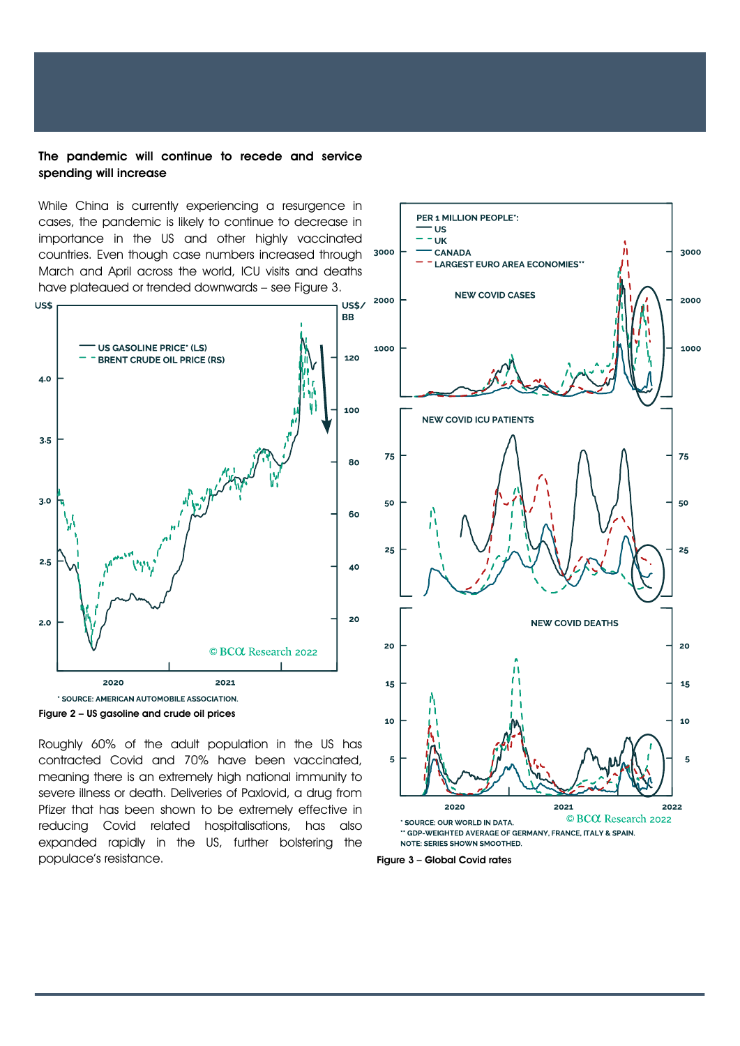### The pandemic will continue to recede and service spending will increase

While China is currently experiencing a resurgence in cases, the pandemic is likely to continue to decrease in importance in the US and other highly vaccinated countries. Even though case numbers increased through March and April across the world, ICU visits and deaths have plateaued or trended downwards – see Figure 3.

\* SOURCE: AMERICAN AUTOMOBILE ASSOCIATION.

Figure 2 – US gasoline and crude oil prices

Roughly 60% of the adult population in the US has contracted Covid and 70% have been vaccinated, meaning there is an extremely high national immunity to severe illness or death. Deliveries of Paxlovid, a drug from Pfizer that has been shown to be extremely effective in reducing Covid related hospitalisations, has also expanded rapidly in the US, further bolstering the populace's resistance.

\* SOURCE: OUR WORLD IN DATA.
\*\* GDP-WEIGHTED AVERAGE OF GERMANY, FRANCE, ITALY & SPAIN.
NOTE: SERIES SHOWN SMOOTHED.

Figure 3 – Global Covid rates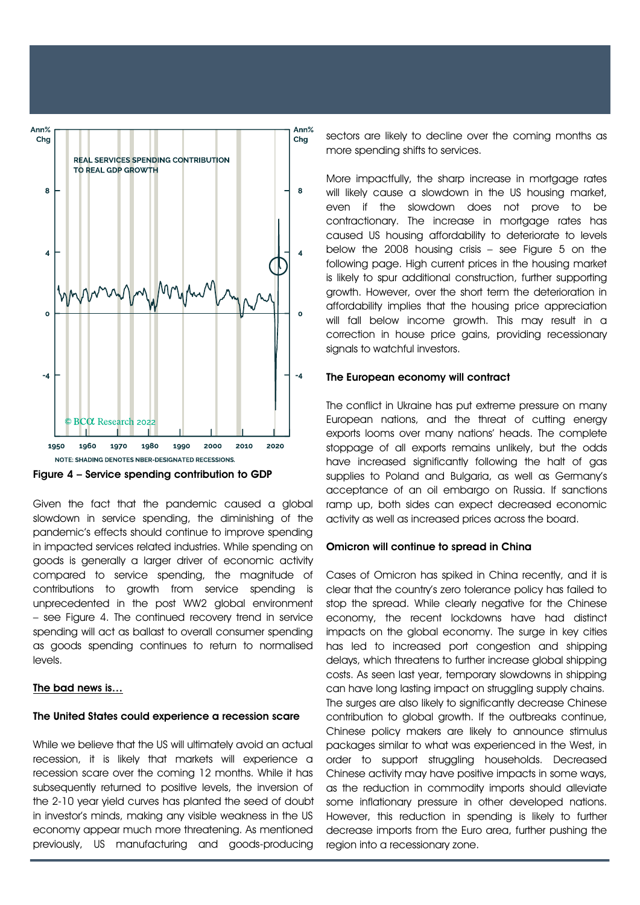Figure 4 – Service spending contribution to GDP

Given the fact that the pandemic caused a global slowdown in service spending, the diminishing of the pandemic's effects should continue to improve spending in impacted services related industries. While spending on goods is generally a larger driver of economic activity compared to service spending, the magnitude of contributions to growth from service spending is unprecedented in the post WW2 global environment – see Figure 4. The continued recovery trend in service spending will act as ballast to overall consumer spending as goods spending continues to return to normalised levels.

## The bad news is…

### The United States could experience a recession scare

While we believe that the US will ultimately avoid an actual recession, it is likely that markets will experience a recession scare over the coming 12 months. While it has subsequently returned to positive levels, the inversion of the 2-10 year yield curves has planted the seed of doubt in investor's minds, making any visible weakness in the US economy appear much more threatening. As mentioned previously, US manufacturing and goods-producing sectors are likely to decline over the coming months as more spending shifts to services.

More impactfully, the sharp increase in mortgage rates will likely cause a slowdown in the US housing market, even if the slowdown does not prove to be contractionary. The increase in mortgage rates has caused US housing affordability to deteriorate to levels below the 2008 housing crisis – see Figure 5 on the following page. High current prices in the housing market is likely to spur additional construction, further supporting growth. However, over the short term the deterioration in affordability implies that the housing price appreciation will fall below income growth. This may result in a correction in house price gains, providing recessionary signals to watchful investors.

### The European economy will contract

The conflict in Ukraine has put extreme pressure on many European nations, and the threat of cutting energy exports looms over many nations' heads. The complete stoppage of all exports remains unlikely, but the odds have increased significantly following the halt of gas supplies to Poland and Bulgaria, as well as Germany's acceptance of an oil embargo on Russia. If sanctions ramp up, both sides can expect decreased economic activity as well as increased prices across the board.

### Omicron will continue to spread in China

Cases of Omicron has spiked in China recently, and it is clear that the country's zero tolerance policy has failed to stop the spread. While clearly negative for the Chinese economy, the recent lockdowns have had distinct impacts on the global economy. The surge in key cities has led to increased port congestion and shipping delays, which threatens to further increase global shipping costs. As seen last year, temporary slowdowns in shipping can have long lasting impact on struggling supply chains. The surges are also likely to significantly decrease Chinese contribution to global growth. If the outbreaks continue, Chinese policy makers are likely to announce stimulus packages similar to what was experienced in the West, in order to support struggling households. Decreased Chinese activity may have positive impacts in some ways, as the reduction in commodity imports should alleviate some inflationary pressure in other developed nations. However, this reduction in spending is likely to further decrease imports from the Euro area, further pushing the region into a recessionary zone.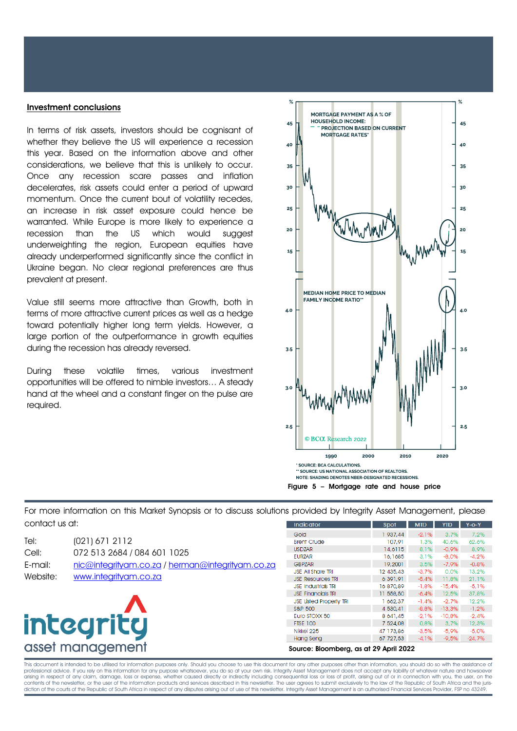## Investment conclusions

In terms of risk assets, investors should be cognisant of whether they believe the US will experience a recession this year. Based on the information above and other considerations, we believe that this is unlikely to occur. Once any recession scare passes and inflation decelerates, risk assets could enter a period of upward momentum. Once the current bout of volatility recedes, an increase in risk asset exposure could hence be warranted. While Europe is more likely to experience a recession than the US which would suggest underweighting the region, European equities have already underperformed significantly since the conflict in Ukraine began. No clear regional preferences are thus prevalent at present.

Value still seems more attractive than Growth, both in terms of more attractive current prices as well as a hedge toward potentially higher long term yields. However, a large portion of the outperformance in growth equities during the recession has already reversed.

During these volatile times, various investment opportunities will be offered to nimble investors… A steady hand at the wheel and a constant finger on the pulse are required.

%

MORTGAGE PAYMENT AS A % OF HOUSEHOLD INCOME:

PROJECTION BASED ON CURRENT MORTGAGE RATES*

45
40
35
30
25
20
15

MEDIAN HOME PRICE TO MEDIAN FAMILY INCOME RATIO**

4.0
3.5
3.0
2.5

© BCA Research 2022

1990 2000 2010 2020

* SOURCE: BCA CALCULATIONS.
** SOURCE: US NATIONAL ASSOCIATION OF REALTORS.
NOTE: SHADING DENOTES NBER-DESIGNATED RECESSIONS.

Figure 5 – Mortgage rate and house price

For more information on this Market Synopsis or to discuss solutions provided by Integrity Asset Management, please contact us at:

Tel: (021) 671 2112
Cell: 072 513 2684 / 084 601 1025
E-mail: nic@integrityam.co.za / herman@integrityam.co.za
Website: www.integrityam.co.za

integrity asset management

| Indicator | Spot | MTD | YTD | Y-o-Y |
|---|---|---|---|---|
| Gold | 1 937,44 | -2,1% | 3,7% | 7,2% |
| Brent Crude | 107,91 | 1,3% | 40,6% | 62,6% |
| USDZAR | 14,6115 | 8,1% | -0,9% | 8,9% |
| EURZAR | 16,1685 | 3,1% | -8,0% | -4,2% |
| GBPZAR | 19,2001 | 3,5% | -7,9% | -0,8% |
| JSE All Share TRI | 12 435,43 | -3,7% | 0,0% | 13,2% |
| JSE Resources TRI | 6 391,91 | -5,4% | 11,8% | 21,1% |
| JSE Industrials TRI | 16 870,89 | -1,8% | -15,4% | -5,1% |
| JSE Financials TRI | 11 558,50 | -6,4% | 12,5% | 37,8% |
| JSE Listed Property TRI | 1 662,37 | -1,4% | -2,7% | 12,2% |
| S&P 500 | 4 530,41 | -8,8% | -13,3% | -1,2% |
| Euro STOXX 50 | 8 641,45 | -2,1% | -10,8% | -2,4% |
| FTSE 100 | 7 524,08 | 0,8% | 3,7% | 12,8% |
| Nikkei 225 | 47 173,86 | -3,5% | -5,9% | -5,0% |
| Hang Seng | 67 727,53 | -4,1% | -9,5% | -24,7% |

Source: Bloomberg, as at 29 April 2022

This document is intended to be utilised for information purposes only. Should you choose to use this document for any other purposes other than information, you should do so with the assistance of professional advice. If you rely on this information for any purpose whatsoever, you do so at your own risk. Integrity Asset Management does not accept any liability of whatever nature and howsoever arising in respect of any claim, damage, loss or expense, whether caused directly or indirectly including consequential loss or loss of profit, arising out of or in connection with you, the user, on the contents of the newsletter, or the user of the information products and services described in this newsletter. The user agrees to submit exclusively to the law of the Republic of South Africa and the jurisdiction of the courts of the Republic of South Africa in respect of any disputes arising out of use of this newsletter. Integrity Asset Management is an authorised Financial Services Provider, FSP no 43249.